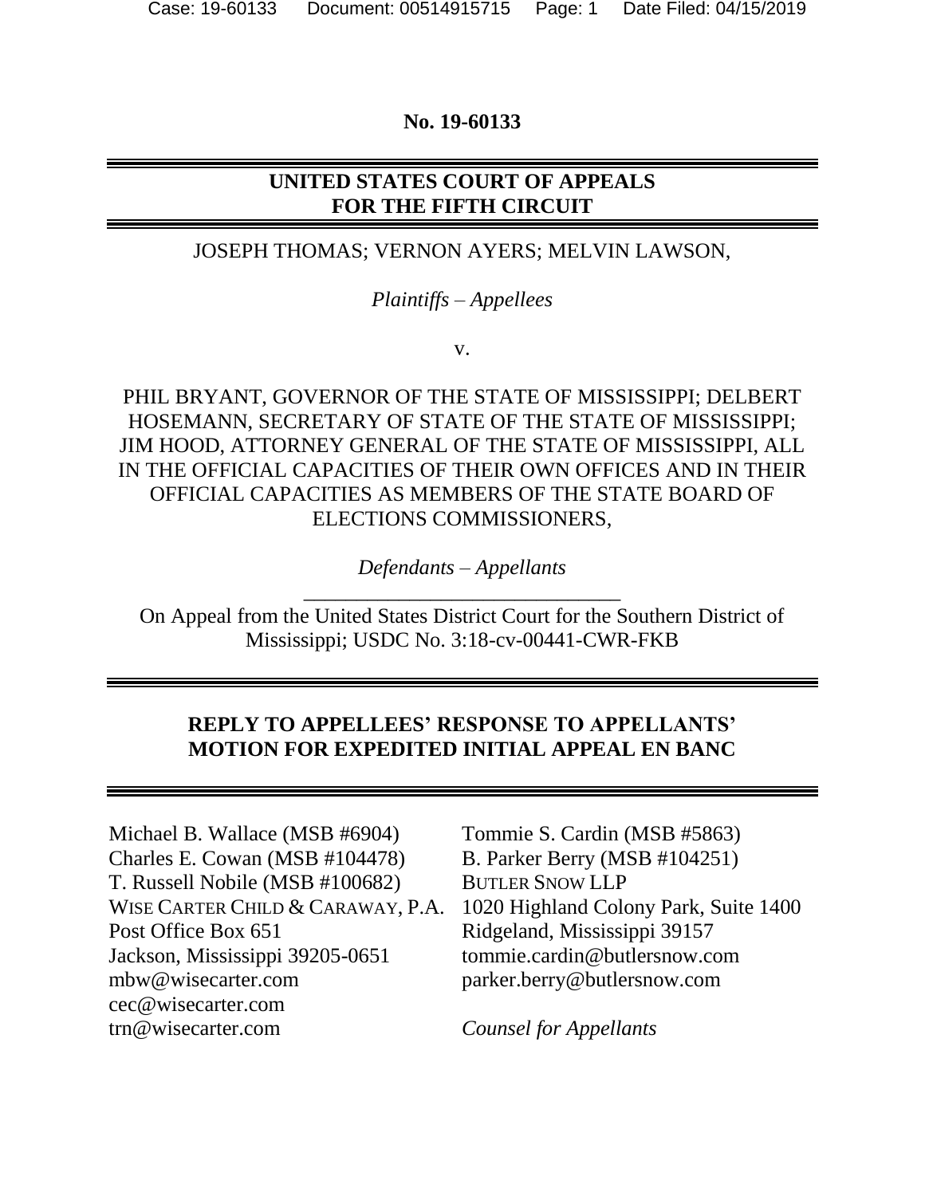**No. 19-60133**

**UNITED STATES COURT OF APPEALS FOR THE FIFTH CIRCUIT**

JOSEPH THOMAS; VERNON AYERS; MELVIN LAWSON,

*Plaintiffs – Appellees*

v.

PHIL BRYANT, GOVERNOR OF THE STATE OF MISSISSIPPI; DELBERT HOSEMANN, SECRETARY OF STATE OF THE STATE OF MISSISSIPPI; JIM HOOD, ATTORNEY GENERAL OF THE STATE OF MISSISSIPPI, ALL IN THE OFFICIAL CAPACITIES OF THEIR OWN OFFICES AND IN THEIR OFFICIAL CAPACITIES AS MEMBERS OF THE STATE BOARD OF ELECTIONS COMMISSIONERS,

*Defendants – Appellants*

On Appeal from the United States District Court for the Southern District of Mississippi; USDC No. 3:18-cv-00441-CWR-FKB

**REPLY TO APPELLEES' RESPONSE TO APPELLANTS' MOTION FOR EXPEDITED INITIAL APPEAL EN BANC**

Michael B. Wallace (MSB #6904)
Charles E. Cowan (MSB #104478)
T. Russell Nobile (MSB #100682)
WISE CARTER CHILD & CARAWAY, P.A.
Post Office Box 651
Jackson, Mississippi 39205-0651
mbw@wisecarter.com
cec@wisecarter.com
trn@wisecarter.com

Tommie S. Cardin (MSB #5863)
B. Parker Berry (MSB #104251)
BUTLER SNOW LLP
1020 Highland Colony Park, Suite 1400
Ridgeland, Mississippi 39157
tommie.cardin@butlersnow.com
parker.berry@butlersnow.com

*Counsel for Appellants*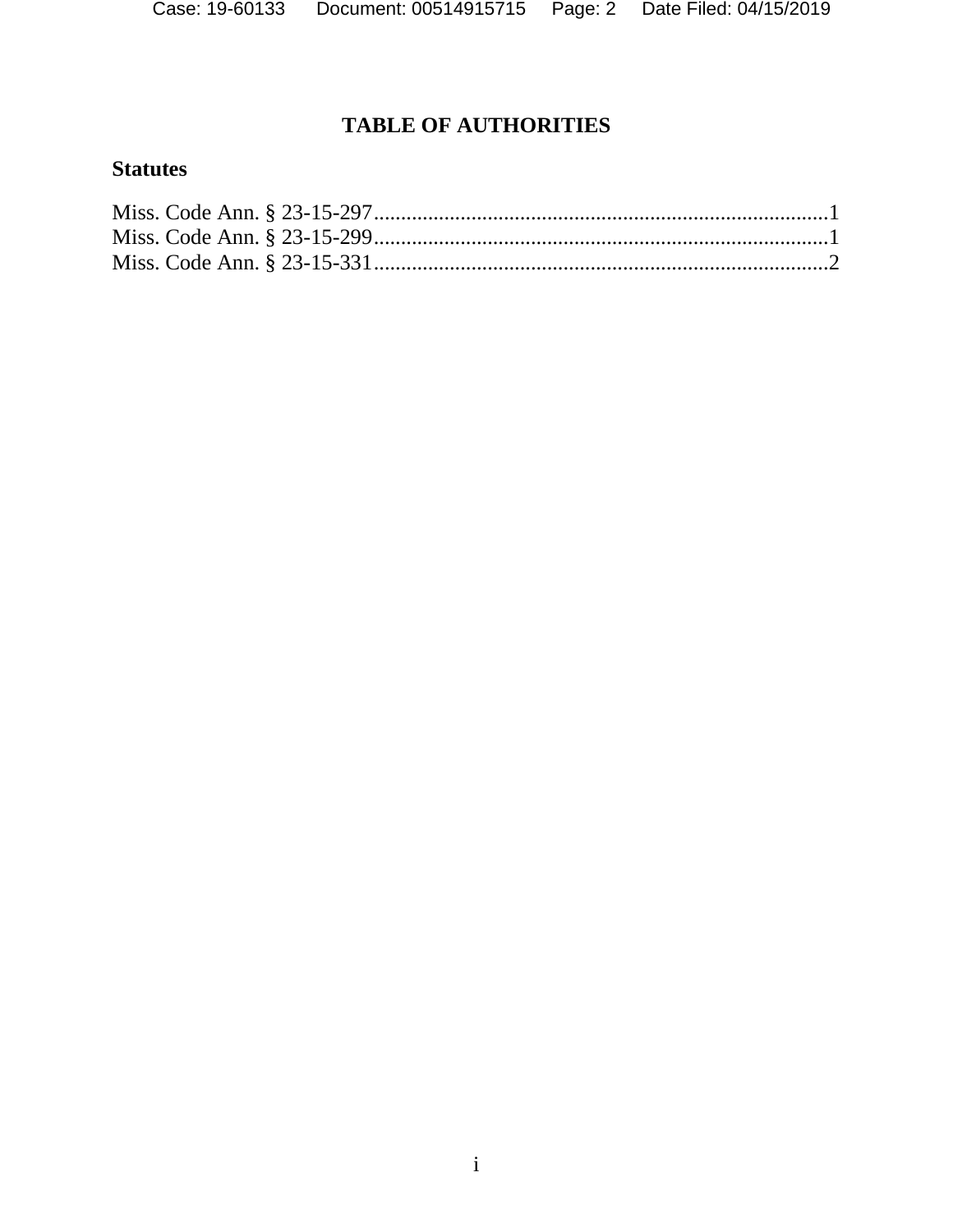# TABLE OF AUTHORITIES

## Statutes

Miss. Code Ann. § 23-15-297....................................................................................1
Miss. Code Ann. § 23-15-299....................................................................................1
Miss. Code Ann. § 23-15-331....................................................................................2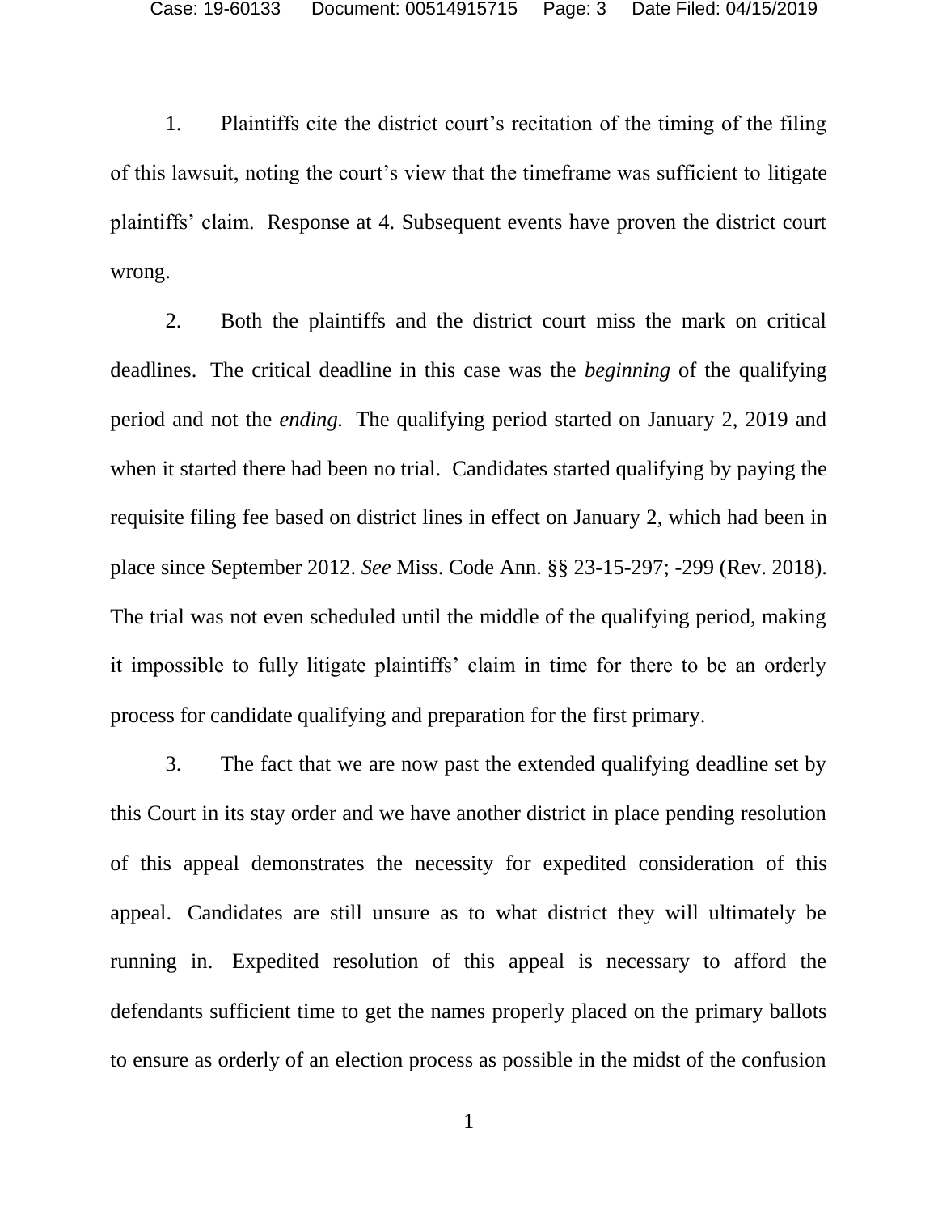1. Plaintiffs cite the district court's recitation of the timing of the filing of this lawsuit, noting the court's view that the timeframe was sufficient to litigate plaintiffs' claim. Response at 4. Subsequent events have proven the district court wrong.

2. Both the plaintiffs and the district court miss the mark on critical deadlines. The critical deadline in this case was the *beginning* of the qualifying period and not the *ending.* The qualifying period started on January 2, 2019 and when it started there had been no trial. Candidates started qualifying by paying the requisite filing fee based on district lines in effect on January 2, which had been in place since September 2012. *See* Miss. Code Ann. §§ 23-15-297; -299 (Rev. 2018). The trial was not even scheduled until the middle of the qualifying period, making it impossible to fully litigate plaintiffs' claim in time for there to be an orderly process for candidate qualifying and preparation for the first primary.

3. The fact that we are now past the extended qualifying deadline set by this Court in its stay order and we have another district in place pending resolution of this appeal demonstrates the necessity for expedited consideration of this appeal. Candidates are still unsure as to what district they will ultimately be running in. Expedited resolution of this appeal is necessary to afford the defendants sufficient time to get the names properly placed on the primary ballots to ensure as orderly of an election process as possible in the midst of the confusion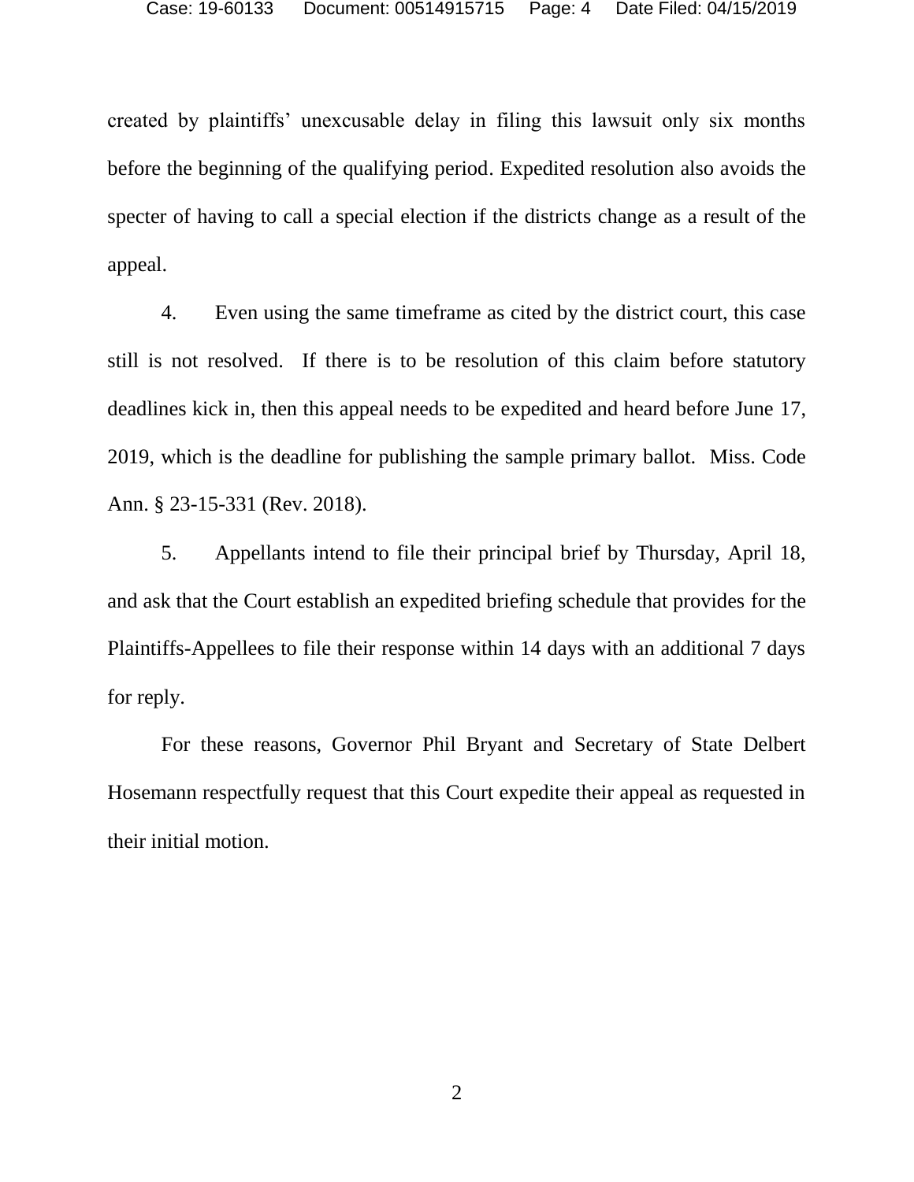created by plaintiffs' unexcusable delay in filing this lawsuit only six months before the beginning of the qualifying period. Expedited resolution also avoids the specter of having to call a special election if the districts change as a result of the appeal.

4. Even using the same timeframe as cited by the district court, this case still is not resolved. If there is to be resolution of this claim before statutory deadlines kick in, then this appeal needs to be expedited and heard before June 17, 2019, which is the deadline for publishing the sample primary ballot. Miss. Code Ann. § 23-15-331 (Rev. 2018).

5. Appellants intend to file their principal brief by Thursday, April 18, and ask that the Court establish an expedited briefing schedule that provides for the Plaintiffs-Appellees to file their response within 14 days with an additional 7 days for reply.

For these reasons, Governor Phil Bryant and Secretary of State Delbert Hosemann respectfully request that this Court expedite their appeal as requested in their initial motion.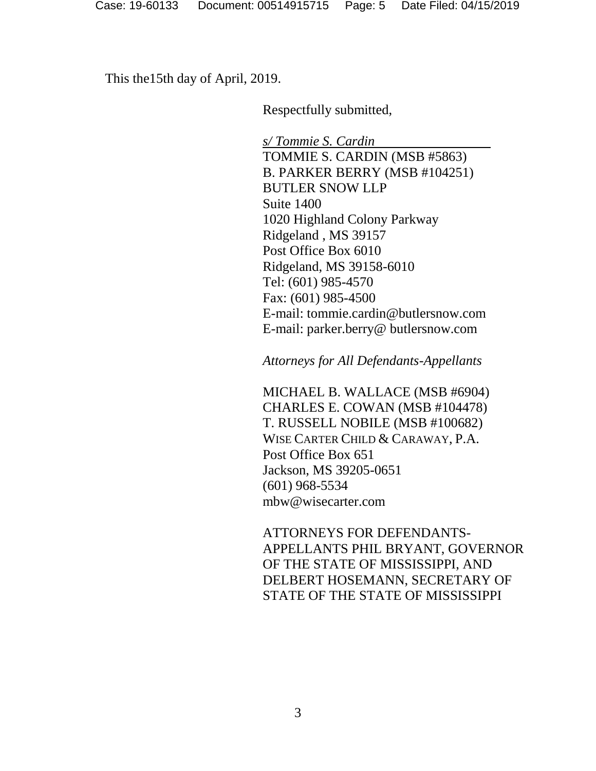This the15th day of April, 2019.

Respectfully submitted,

*s/ Tommie S. Cardin*  
TOMMIE S. CARDIN (MSB #5863)  
B. PARKER BERRY (MSB #104251)  
BUTLER SNOW LLP  
Suite 1400  
1020 Highland Colony Parkway  
Ridgeland , MS 39157  
Post Office Box 6010  
Ridgeland, MS 39158-6010  
Tel: (601) 985-4570  
Fax: (601) 985-4500  
E-mail: tommie.cardin@butlersnow.com  
E-mail: parker.berry@ butlersnow.com

*Attorneys for All Defendants-Appellants*

MICHAEL B. WALLACE (MSB #6904)  
CHARLES E. COWAN (MSB #104478)  
T. RUSSELL NOBILE (MSB #100682)  
WISE CARTER CHILD & CARAWAY, P.A.  
Post Office Box 651  
Jackson, MS 39205-0651  
(601) 968-5534  
mbw@wisecarter.com

ATTORNEYS FOR DEFENDANTS-APPELLANTS PHIL BRYANT, GOVERNOR OF THE STATE OF MISSISSIPPI, AND DELBERT HOSEMANN, SECRETARY OF STATE OF THE STATE OF MISSISSIPPI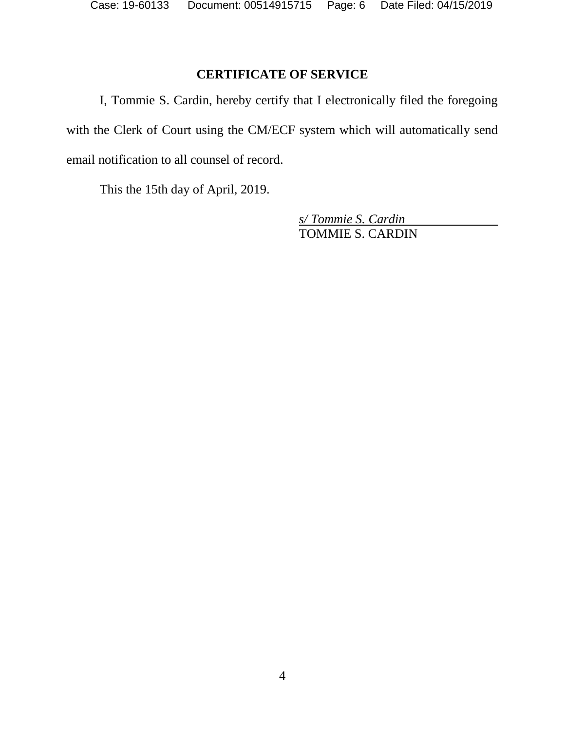## CERTIFICATE OF SERVICE

I, Tommie S. Cardin, hereby certify that I electronically filed the foregoing with the Clerk of Court using the CM/ECF system which will automatically send email notification to all counsel of record.

This the 15th day of April, 2019.

*s/ Tommie S. Cardin*
TOMMIE S. CARDIN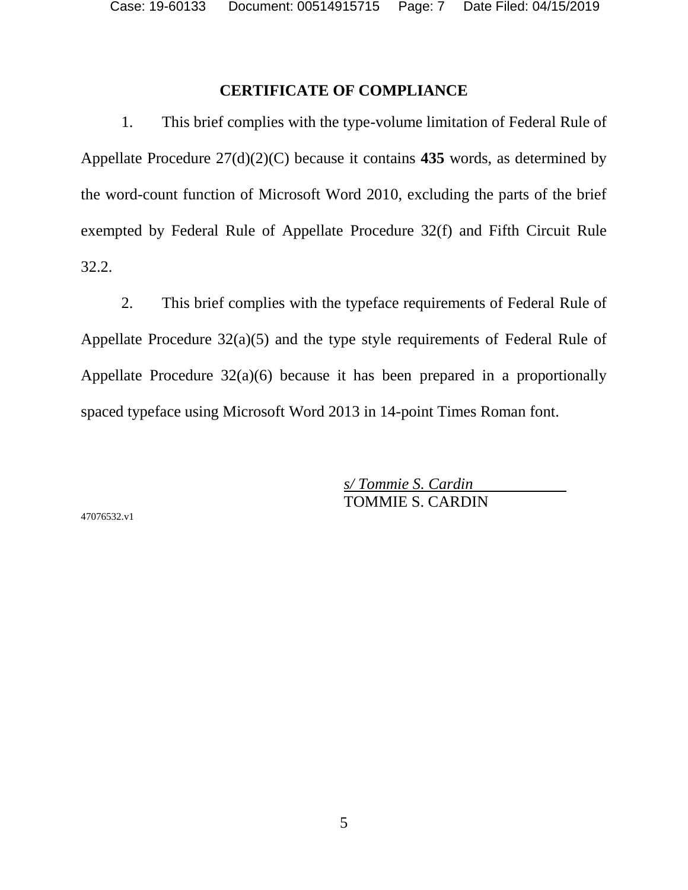## CERTIFICATE OF COMPLIANCE

1. This brief complies with the type-volume limitation of Federal Rule of Appellate Procedure 27(d)(2)(C) because it contains **435** words, as determined by the word-count function of Microsoft Word 2010, excluding the parts of the brief exempted by Federal Rule of Appellate Procedure 32(f) and Fifth Circuit Rule 32.2.

2. This brief complies with the typeface requirements of Federal Rule of Appellate Procedure 32(a)(5) and the type style requirements of Federal Rule of Appellate Procedure 32(a)(6) because it has been prepared in a proportionally spaced typeface using Microsoft Word 2013 in 14-point Times Roman font.

*s/ Tommie S. Cardin*
TOMMIE S. CARDIN

47076532.v1